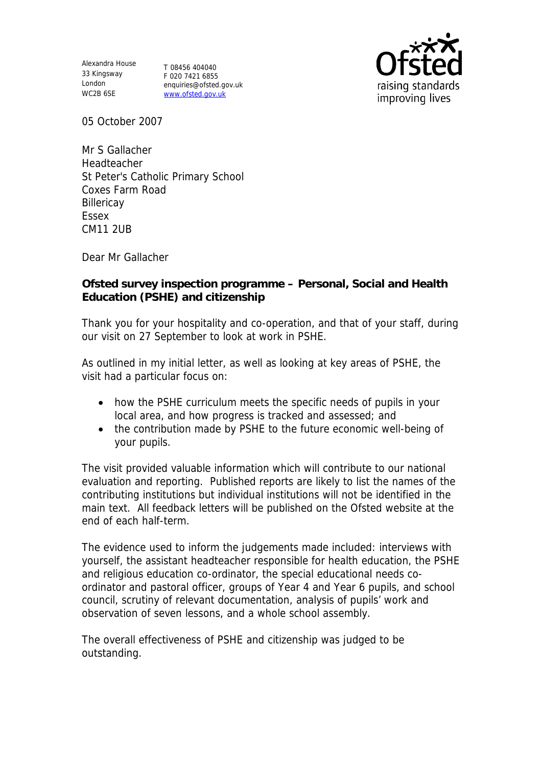Alexandra House
33 Kingsway
London
WC2B 6SE

T 08456 404040
F 020 7421 6855
enquiries@ofsted.gov.uk
www.ofsted.gov.uk

05 October 2007

Mr S Gallacher
Headteacher
St Peter's Catholic Primary School
Coxes Farm Road
Billericay
Essex
CM11 2UB

Dear Mr Gallacher

**Ofsted survey inspection programme – Personal, Social and Health Education (PSHE) and citizenship**

Thank you for your hospitality and co-operation, and that of your staff, during our visit on 27 September to look at work in PSHE.

As outlined in my initial letter, as well as looking at key areas of PSHE, the visit had a particular focus on:

- how the PSHE curriculum meets the specific needs of pupils in your local area, and how progress is tracked and assessed; and
- the contribution made by PSHE to the future economic well-being of your pupils.

The visit provided valuable information which will contribute to our national evaluation and reporting. Published reports are likely to list the names of the contributing institutions but individual institutions will not be identified in the main text. All feedback letters will be published on the Ofsted website at the end of each half-term.

The evidence used to inform the judgements made included: interviews with yourself, the assistant headteacher responsible for health education, the PSHE and religious education co-ordinator, the special educational needs co-ordinator and pastoral officer, groups of Year 4 and Year 6 pupils, and school council, scrutiny of relevant documentation, analysis of pupils' work and observation of seven lessons, and a whole school assembly.

The overall effectiveness of PSHE and citizenship was judged to be outstanding.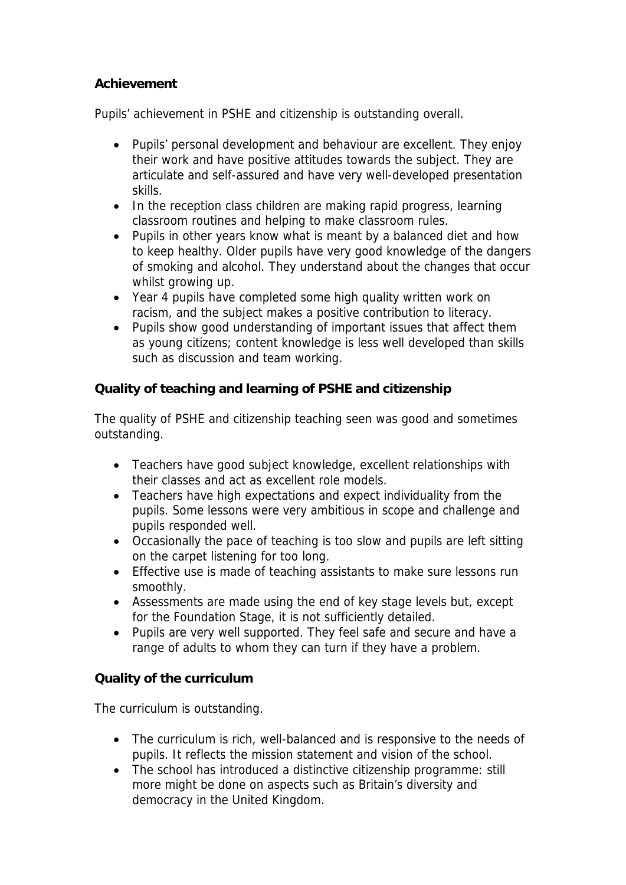**Achievement**

Pupils' achievement in PSHE and citizenship is outstanding overall.

- Pupils' personal development and behaviour are excellent. They enjoy their work and have positive attitudes towards the subject. They are articulate and self-assured and have very well-developed presentation skills.
- In the reception class children are making rapid progress, learning classroom routines and helping to make classroom rules.
- Pupils in other years know what is meant by a balanced diet and how to keep healthy. Older pupils have very good knowledge of the dangers of smoking and alcohol. They understand about the changes that occur whilst growing up.
- Year 4 pupils have completed some high quality written work on racism, and the subject makes a positive contribution to literacy.
- Pupils show good understanding of important issues that affect them as young citizens; content knowledge is less well developed than skills such as discussion and team working.

**Quality of teaching and learning of PSHE and citizenship**

The quality of PSHE and citizenship teaching seen was good and sometimes outstanding.

- Teachers have good subject knowledge, excellent relationships with their classes and act as excellent role models.
- Teachers have high expectations and expect individuality from the pupils. Some lessons were very ambitious in scope and challenge and pupils responded well.
- Occasionally the pace of teaching is too slow and pupils are left sitting on the carpet listening for too long.
- Effective use is made of teaching assistants to make sure lessons run smoothly.
- Assessments are made using the end of key stage levels but, except for the Foundation Stage, it is not sufficiently detailed.
- Pupils are very well supported. They feel safe and secure and have a range of adults to whom they can turn if they have a problem.

**Quality of the curriculum**

The curriculum is outstanding.

- The curriculum is rich, well-balanced and is responsive to the needs of pupils. It reflects the mission statement and vision of the school.
- The school has introduced a distinctive citizenship programme: still more might be done on aspects such as Britain's diversity and democracy in the United Kingdom.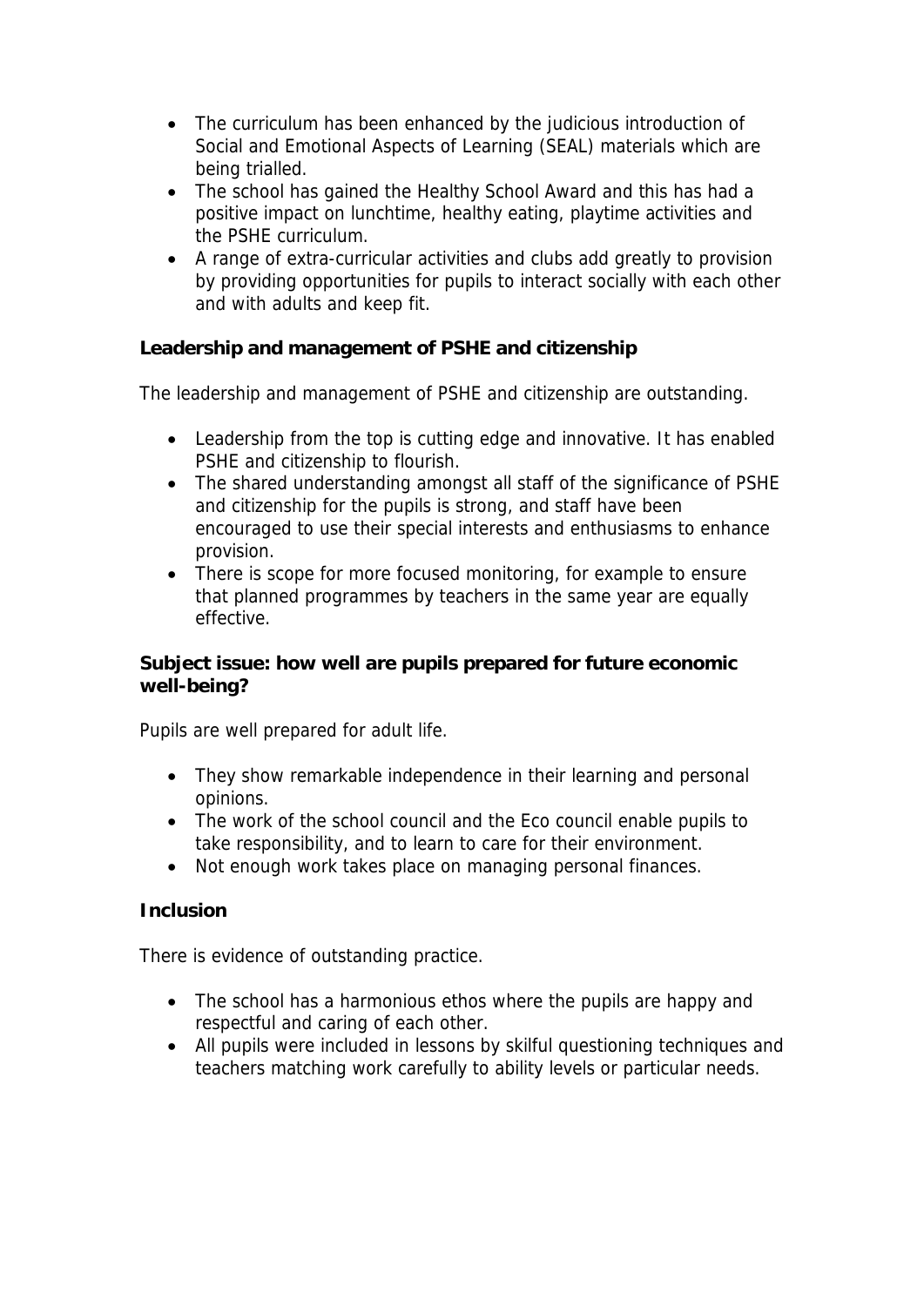- The curriculum has been enhanced by the judicious introduction of Social and Emotional Aspects of Learning (SEAL) materials which are being trialled.
- The school has gained the Healthy School Award and this has had a positive impact on lunchtime, healthy eating, playtime activities and the PSHE curriculum.
- A range of extra-curricular activities and clubs add greatly to provision by providing opportunities for pupils to interact socially with each other and with adults and keep fit.

**Leadership and management of PSHE and citizenship**

The leadership and management of PSHE and citizenship are outstanding.

- Leadership from the top is cutting edge and innovative. It has enabled PSHE and citizenship to flourish.
- The shared understanding amongst all staff of the significance of PSHE and citizenship for the pupils is strong, and staff have been encouraged to use their special interests and enthusiasms to enhance provision.
- There is scope for more focused monitoring, for example to ensure that planned programmes by teachers in the same year are equally effective.

**Subject issue: how well are pupils prepared for future economic well-being?**

Pupils are well prepared for adult life.

- They show remarkable independence in their learning and personal opinions.
- The work of the school council and the Eco council enable pupils to take responsibility, and to learn to care for their environment.
- Not enough work takes place on managing personal finances.

**Inclusion**

There is evidence of outstanding practice.

- The school has a harmonious ethos where the pupils are happy and respectful and caring of each other.
- All pupils were included in lessons by skilful questioning techniques and teachers matching work carefully to ability levels or particular needs.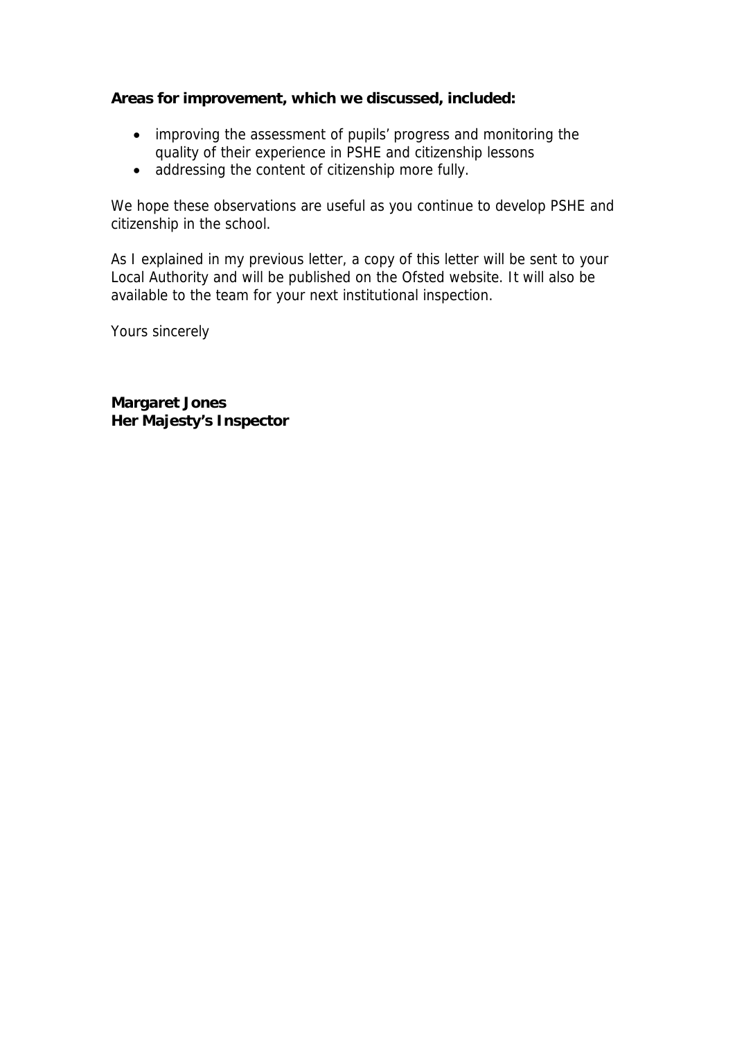**Areas for improvement, which we discussed, included:**

- improving the assessment of pupils' progress and monitoring the quality of their experience in PSHE and citizenship lessons
- addressing the content of citizenship more fully.

We hope these observations are useful as you continue to develop PSHE and citizenship in the school.

As I explained in my previous letter, a copy of this letter will be sent to your Local Authority and will be published on the Ofsted website. It will also be available to the team for your next institutional inspection.

Yours sincerely

**Margaret Jones**
**Her Majesty's Inspector**